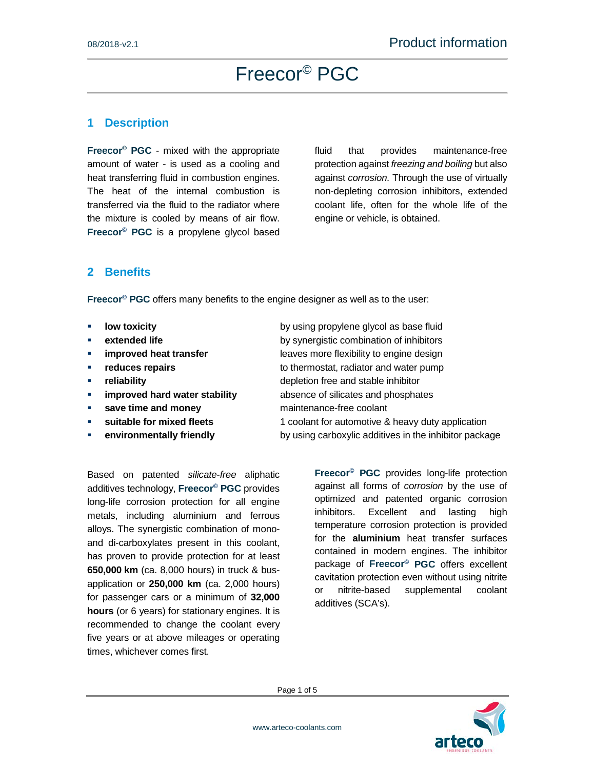# Freecor© PGC

## 1 Description

**Freecor© PGC** - mixed with the appropriate amount of water - is used as a cooling and heat transferring fluid in combustion engines. The heat of the internal combustion is transferred via the fluid to the radiator where the mixture is cooled by means of air flow. **Freecor© PGC** is a propylene glycol based fluid that provides maintenance-free protection against *freezing and boiling* but also against *corrosion.* Through the use of virtually non-depleting corrosion inhibitors, extended coolant life, often for the whole life of the engine or vehicle, is obtained.

## 2 Benefits

**Freecor© PGC** offers many benefits to the engine designer as well as to the user:

- **low toxicity** by using propylene glycol as base fluid
- **extended life** by synergistic combination of inhibitors
- **improved heat transfer** leaves more flexibility to engine design
- **reduces repairs** to thermostat, radiator and water pump
- **reliability** depletion free and stable inhibitor
- **improved hard water stability** absence of silicates and phosphates
- **save time and money** maintenance-free coolant
- **suitable for mixed fleets** 1 coolant for automotive & heavy duty application
- **environmentally friendly** by using carboxylic additives in the inhibitor package

Based on patented *silicate-free* aliphatic additives technology, **Freecor© PGC** provides long-life corrosion protection for all engine metals, including aluminium and ferrous alloys. The synergistic combination of mono- and di-carboxylates present in this coolant, has proven to provide protection for at least **650,000 km** (ca. 8,000 hours) in truck & bus-application or **250,000 km** (ca. 2,000 hours) for passenger cars or a minimum of **32,000 hours** (or 6 years) for stationary engines. It is recommended to change the coolant every five years or at above mileages or operating times, whichever comes first.

**Freecor© PGC** provides long-life protection against all forms of *corrosion* by the use of optimized and patented organic corrosion inhibitors. Excellent and lasting high temperature corrosion protection is provided for the **aluminium** heat transfer surfaces contained in modern engines. The inhibitor package of **Freecor© PGC** offers excellent cavitation protection even without using nitrite or nitrite-based supplemental coolant additives (SCA's).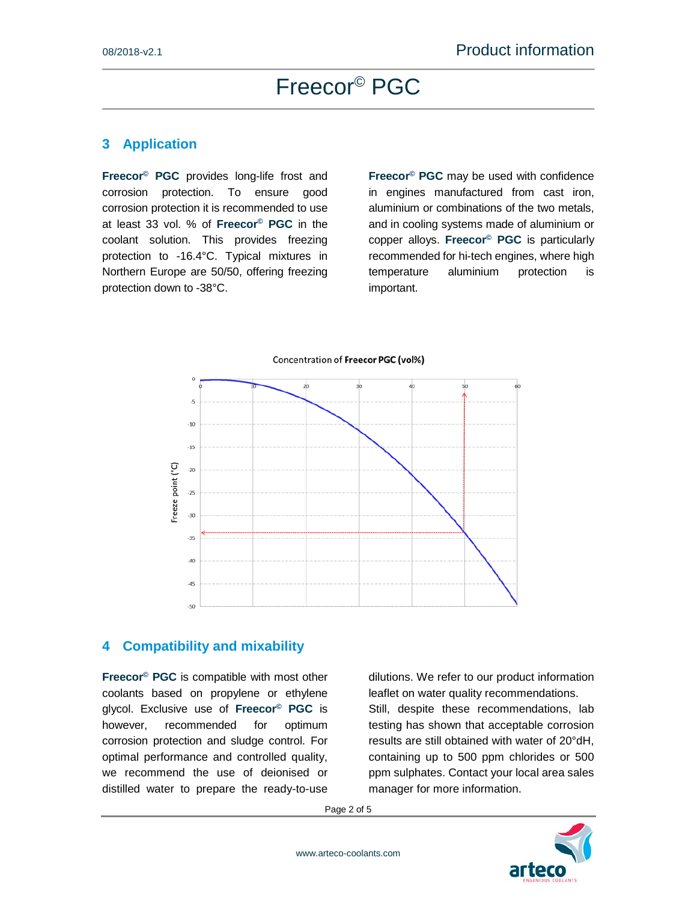# Freecor© PGC

## 3 Application

**Freecor© PGC** provides long-life frost and corrosion protection. To ensure good corrosion protection it is recommended to use at least 33 vol. % of **Freecor© PGC** in the coolant solution. This provides freezing protection to -16.4°C. Typical mixtures in Northern Europe are 50/50, offering freezing protection down to -38°C.

**Freecor© PGC** may be used with confidence in engines manufactured from cast iron, aluminium or combinations of the two metals, and in cooling systems made of aluminium or copper alloys. **Freecor© PGC** is particularly recommended for hi-tech engines, where high temperature aluminium protection is important.

Concentration of **Freecor PGC (vol%)**

Freeze point (°C)

## 4 Compatibility and mixability

**Freecor© PGC** is compatible with most other coolants based on propylene or ethylene glycol. Exclusive use of **Freecor© PGC** is however, recommended for optimum corrosion protection and sludge control. For optimal performance and controlled quality, we recommend the use of deionised or distilled water to prepare the ready-to-use dilutions. We refer to our product information leaflet on water quality recommendations.

Still, despite these recommendations, lab testing has shown that acceptable corrosion results are still obtained with water of 20°dH, containing up to 500 ppm chlorides or 500 ppm sulphates. Contact your local area sales manager for more information.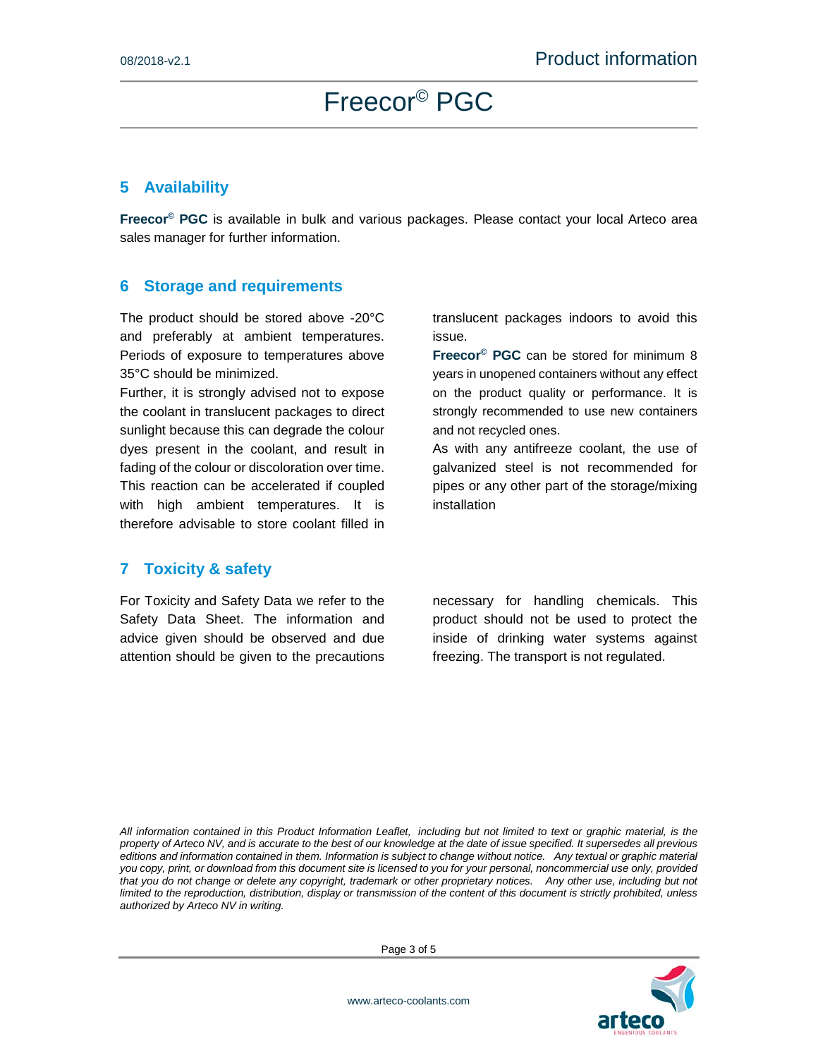## 5 Availability

**Freecor© PGC** is available in bulk and various packages. Please contact your local Arteco area sales manager for further information.

## 6 Storage and requirements

The product should be stored above -20°C and preferably at ambient temperatures. Periods of exposure to temperatures above 35°C should be minimized.

Further, it is strongly advised not to expose the coolant in translucent packages to direct sunlight because this can degrade the colour dyes present in the coolant, and result in fading of the colour or discoloration over time. This reaction can be accelerated if coupled with high ambient temperatures. It is therefore advisable to store coolant filled in translucent packages indoors to avoid this issue.

**Freecor© PGC** can be stored for minimum 8 years in unopened containers without any effect on the product quality or performance. It is strongly recommended to use new containers and not recycled ones.

As with any antifreeze coolant, the use of galvanized steel is not recommended for pipes or any other part of the storage/mixing installation

## 7 Toxicity & safety

For Toxicity and Safety Data we refer to the Safety Data Sheet. The information and advice given should be observed and due attention should be given to the precautions necessary for handling chemicals. This product should not be used to protect the inside of drinking water systems against freezing. The transport is not regulated.

*All information contained in this Product Information Leaflet, including but not limited to text or graphic material, is the property of Arteco NV, and is accurate to the best of our knowledge at the date of issue specified. It supersedes all previous editions and information contained in them. Information is subject to change without notice. Any textual or graphic material you copy, print, or download from this document site is licensed to you for your personal, noncommercial use only, provided that you do not change or delete any copyright, trademark or other proprietary notices. Any other use, including but not limited to the reproduction, distribution, display or transmission of the content of this document is strictly prohibited, unless authorized by Arteco NV in writing.*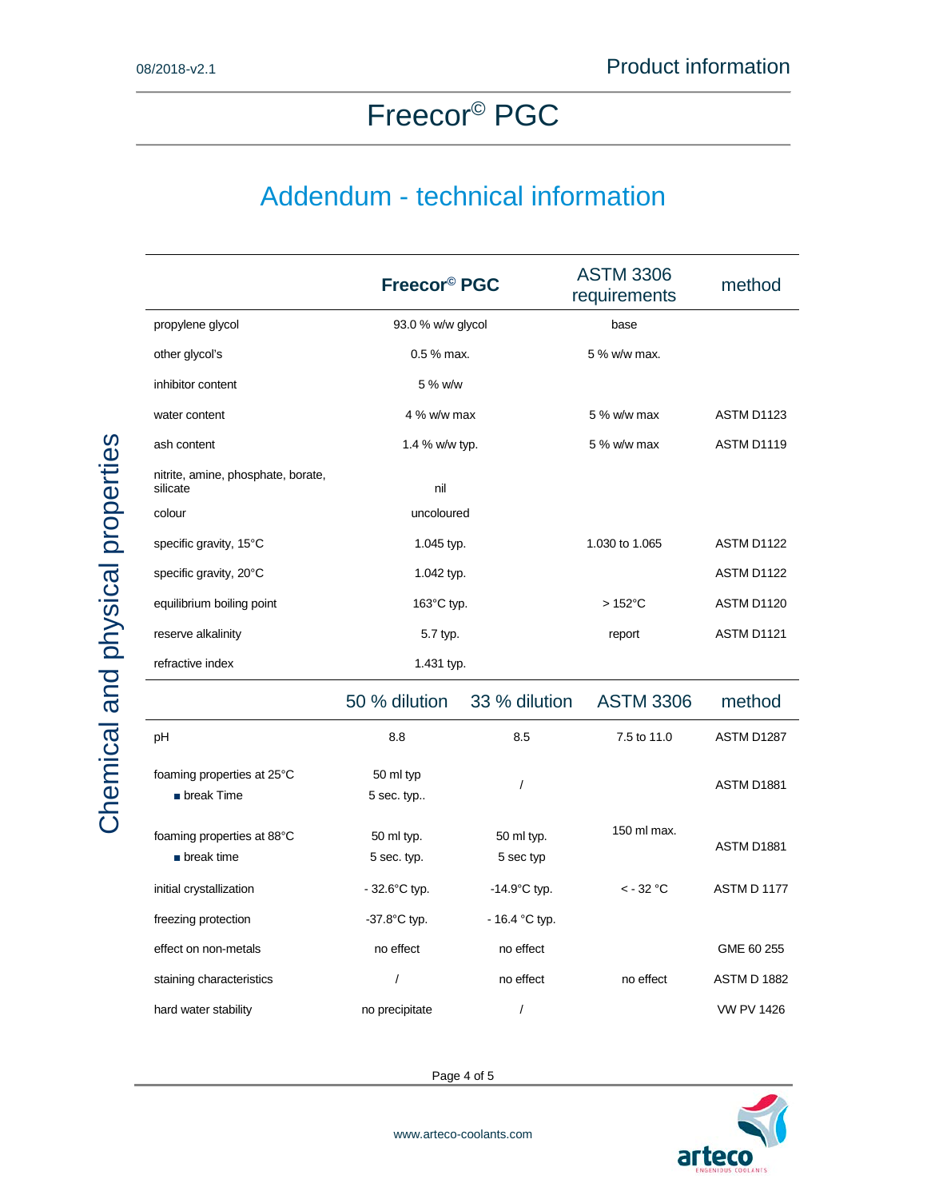# Freecor© PGC

## Addendum - technical information

### Chemical and physical properties

| | Freecor© PGC | ASTM 3306 requirements | method |
|---|---|---|---|
| propylene glycol | 93.0 % w/w glycol | base | |
| other glycol's | 0.5 % max. | 5 % w/w max. | |
| inhibitor content | 5 % w/w | | |
| water content | 4 % w/w max | 5 % w/w max | ASTM D1123 |
| ash content | 1.4 % w/w typ. | 5 % w/w max | ASTM D1119 |
| nitrite, amine, phosphate, borate, silicate | nil | | |
| colour | uncoloured | | |
| specific gravity, 15°C | 1.045 typ. | 1.030 to 1.065 | ASTM D1122 |
| specific gravity, 20°C | 1.042 typ. | | ASTM D1122 |
| equilibrium boiling point | 163°C typ. | > 152°C | ASTM D1120 |
| reserve alkalinity | 5.7 typ. | report | ASTM D1121 |
| refractive index | 1.431 typ. | | |

| | 50 % dilution | 33 % dilution | ASTM 3306 | method |
|---|---|---|---|---|
| pH | 8.8 | 8.5 | 7.5 to 11.0 | ASTM D1287 |
| foaming properties at 25°C<br>■ break Time | 50 ml typ<br>5 sec. typ.. | / | | ASTM D1881 |
| foaming properties at 88°C<br>■ break time | 50 ml typ.<br>5 sec. typ. | 50 ml typ.<br>5 sec typ | 150 ml max. | ASTM D1881 |
| initial crystallization | - 32.6°C typ. | -14.9°C typ. | < - 32 °C | ASTM D 1177 |
| freezing protection | -37.8°C typ. | - 16.4 °C typ. | | |
| effect on non-metals | no effect | no effect | | GME 60 255 |
| staining characteristics | / | no effect | no effect | ASTM D 1882 |
| hard water stability | no precipitate | / | | VW PV 1426 |

www.arteco-coolants.com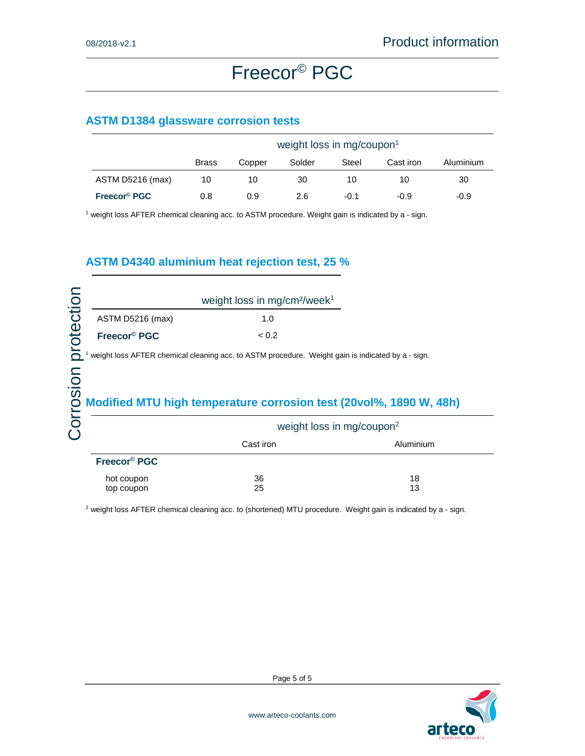# Freecor© PGC

Corrosion protection

## ASTM D1384 glassware corrosion tests

| | weight loss in mg/coupon[1] | | | | | |
|---|---|---|---|---|---|---|
| | Brass | Copper | Solder | Steel | Cast iron | Aluminium |
| ASTM D5216 (max) | 10 | 10 | 30 | 10 | 10 | 30 |
| **Freecor© PGC** | 0.8 | 0.9 | 2.6 | -0.1 | -0.9 | -0.9 |

[1] weight loss AFTER chemical cleaning acc. to ASTM procedure. Weight gain is indicated by a - sign.

## ASTM D4340 aluminium heat rejection test, 25 %

| | weight loss in mg/cm²/week[1] |
|---|---|
| ASTM D5216 (max) | 1.0 |
| **Freecor© PGC** | < 0.2 |

[1] weight loss AFTER chemical cleaning acc. to ASTM procedure. Weight gain is indicated by a - sign.

## Modified MTU high temperature corrosion test (20vol%, 1890 W, 48h)

| | weight loss in mg/coupon[2] | |
|---|---|---|
| | Cast iron | Aluminium |
| **Freecor© PGC** | | |
| hot coupon | 36 | 18 |
| top coupon | 25 | 13 |

[2] weight loss AFTER chemical cleaning acc. to (shortened) MTU procedure. Weight gain is indicated by a - sign.

www.arteco-coolants.com